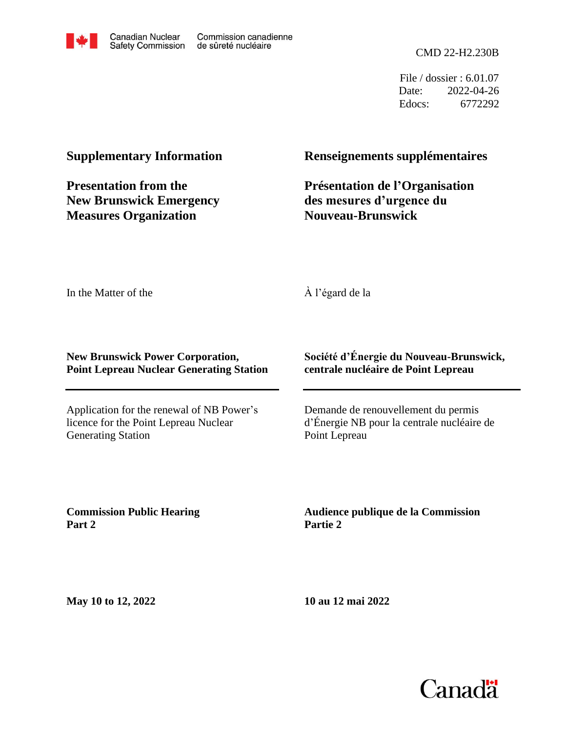Canadian Nuclear Safety Commission / Commission canadienne de sûreté nucléaire

CMD 22-H2.230B

File / dossier : 6.01.07
Date: 2022-04-26
Edocs: 6772292

# Supplementary Information

# Presentation from the New Brunswick Emergency Measures Organization

# Renseignements supplémentaires

# Présentation de l'Organisation des mesures d'urgence du Nouveau-Brunswick

In the Matter of the

À l'égard de la

**New Brunswick Power Corporation, Point Lepreau Nuclear Generating Station**

**Société d'Énergie du Nouveau-Brunswick, centrale nucléaire de Point Lepreau**

---

Application for the renewal of NB Power's licence for the Point Lepreau Nuclear Generating Station

Demande de renouvellement du permis d'Énergie NB pour la centrale nucléaire de Point Lepreau

**Commission Public Hearing**
**Part 2**

**Audience publique de la Commission**
**Partie 2**

**May 10 to 12, 2022**

**10 au 12 mai 2022**

Canada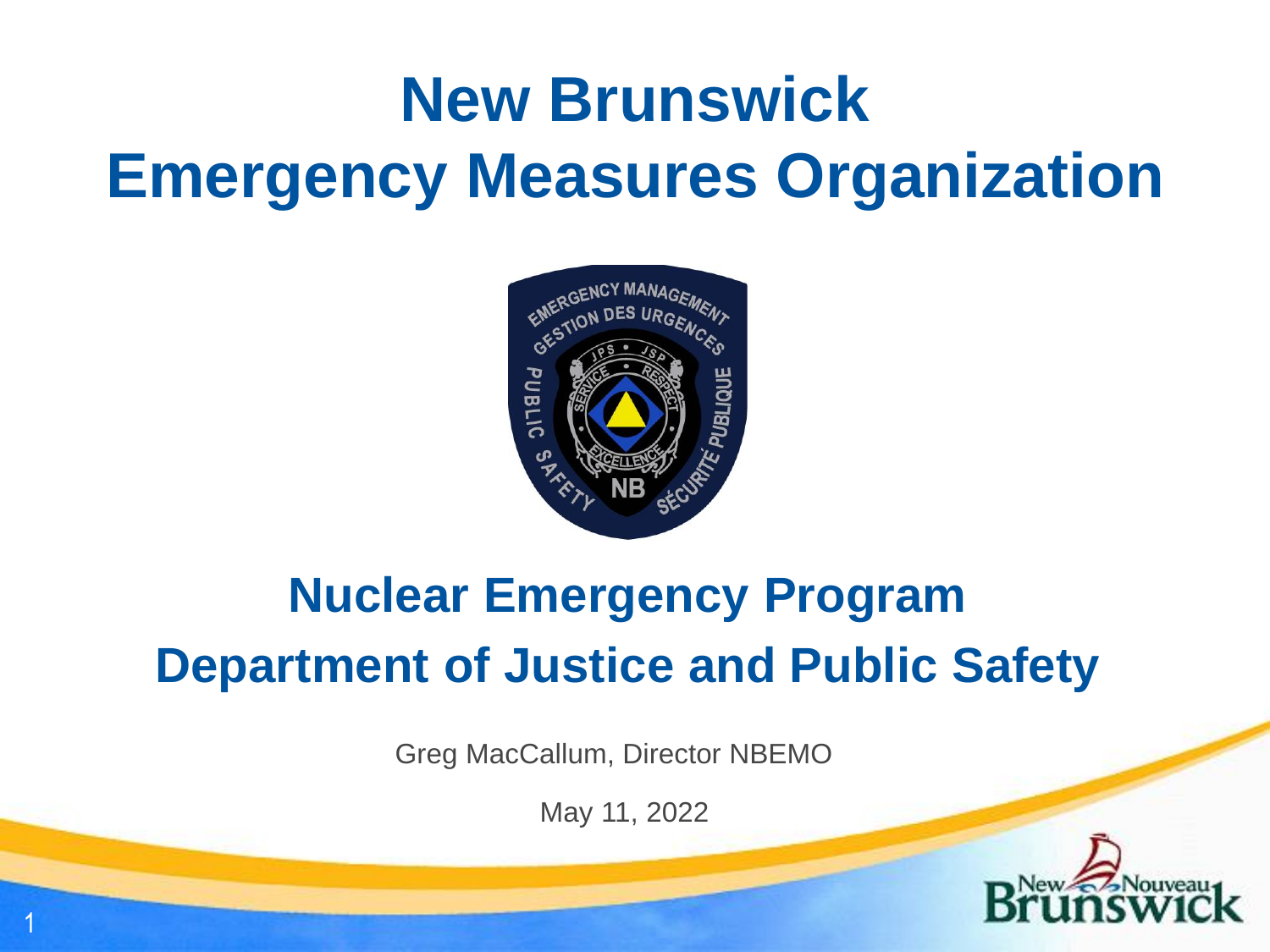# New Brunswick Emergency Measures Organization

## Nuclear Emergency Program
## Department of Justice and Public Safety

Greg MacCallum, Director NBEMO

May 11, 2022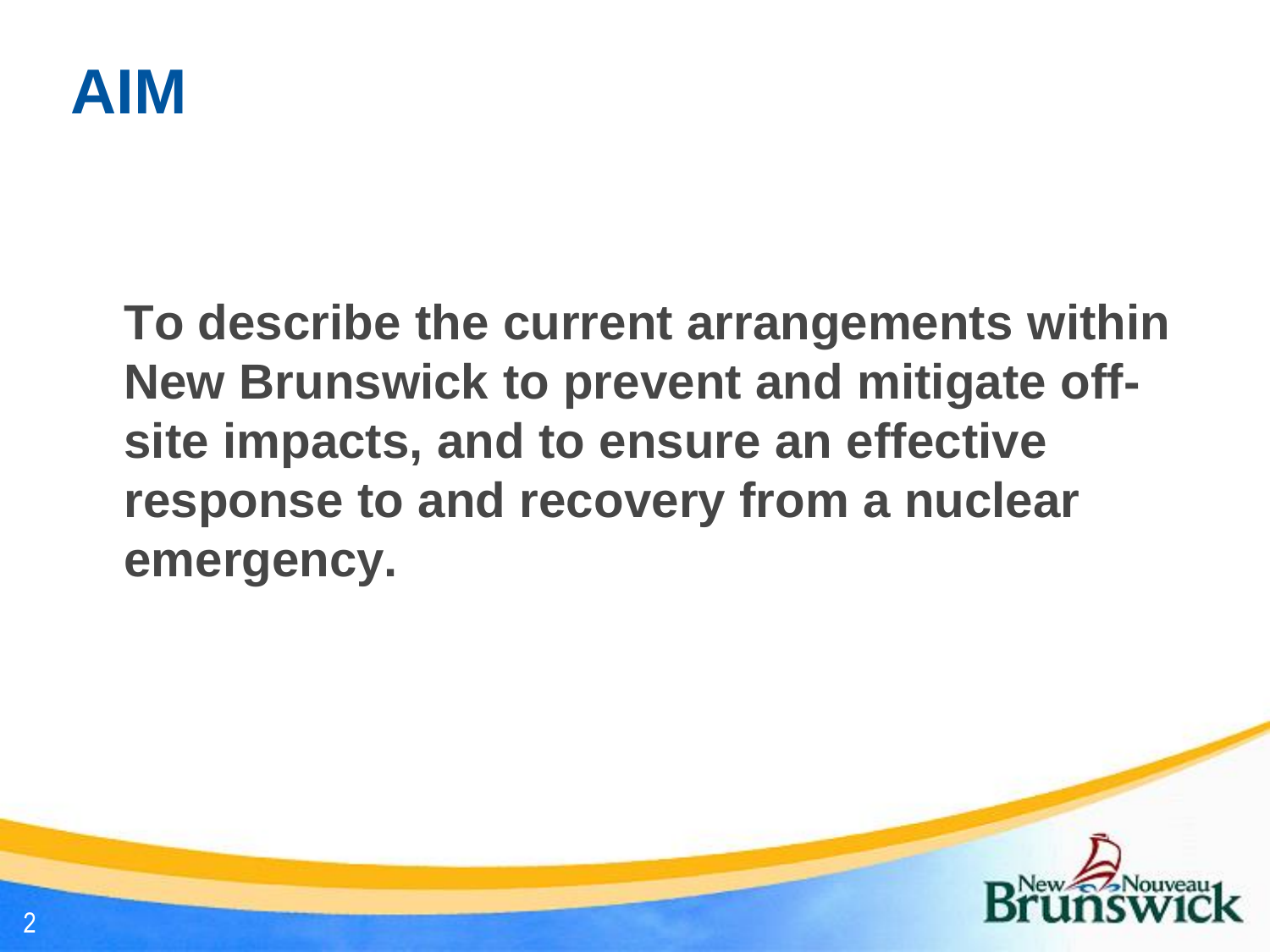# AIM

**To describe the current arrangements within New Brunswick to prevent and mitigate off-site impacts, and to ensure an effective response to and recovery from a nuclear emergency.**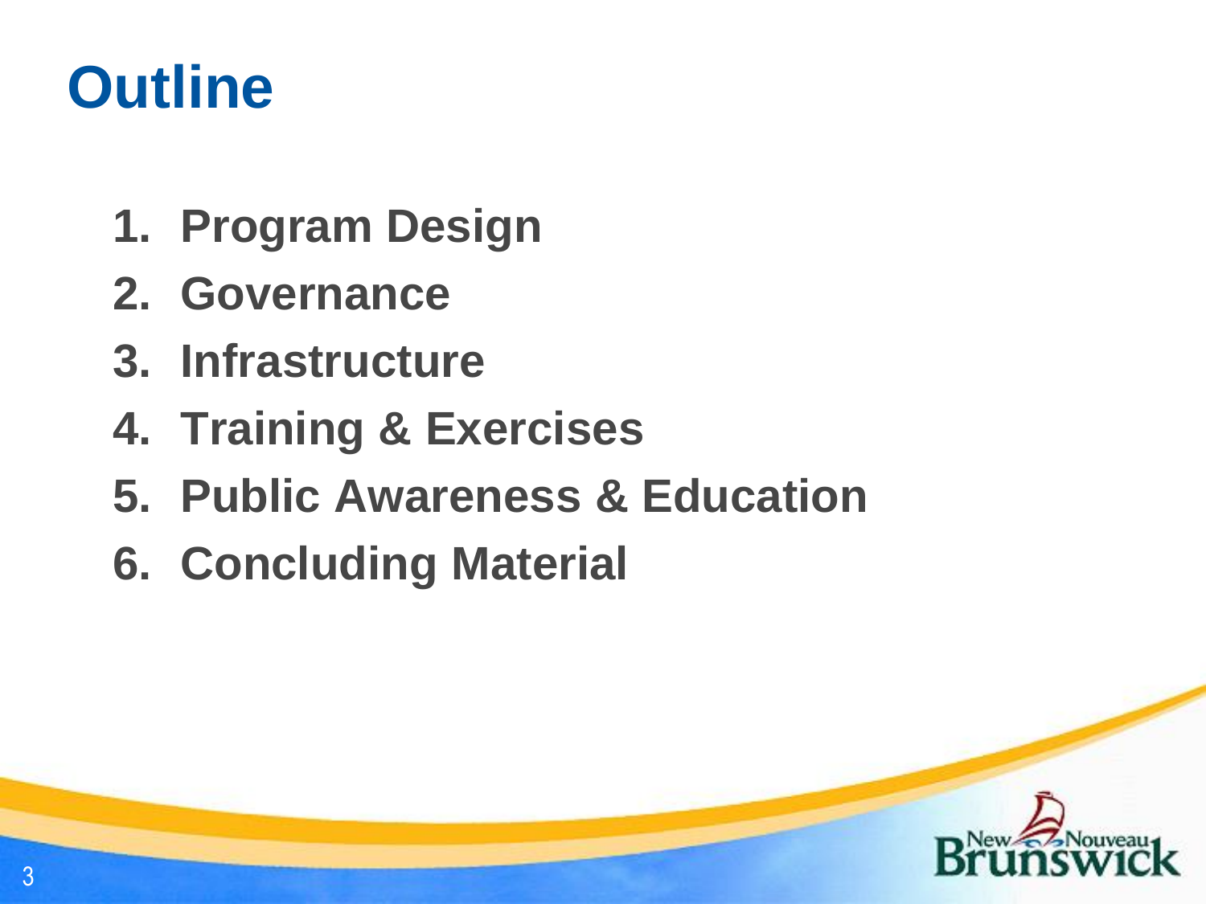# Outline

1. Program Design
2. Governance
3. Infrastructure
4. Training & Exercises
5. Public Awareness & Education
6. Concluding Material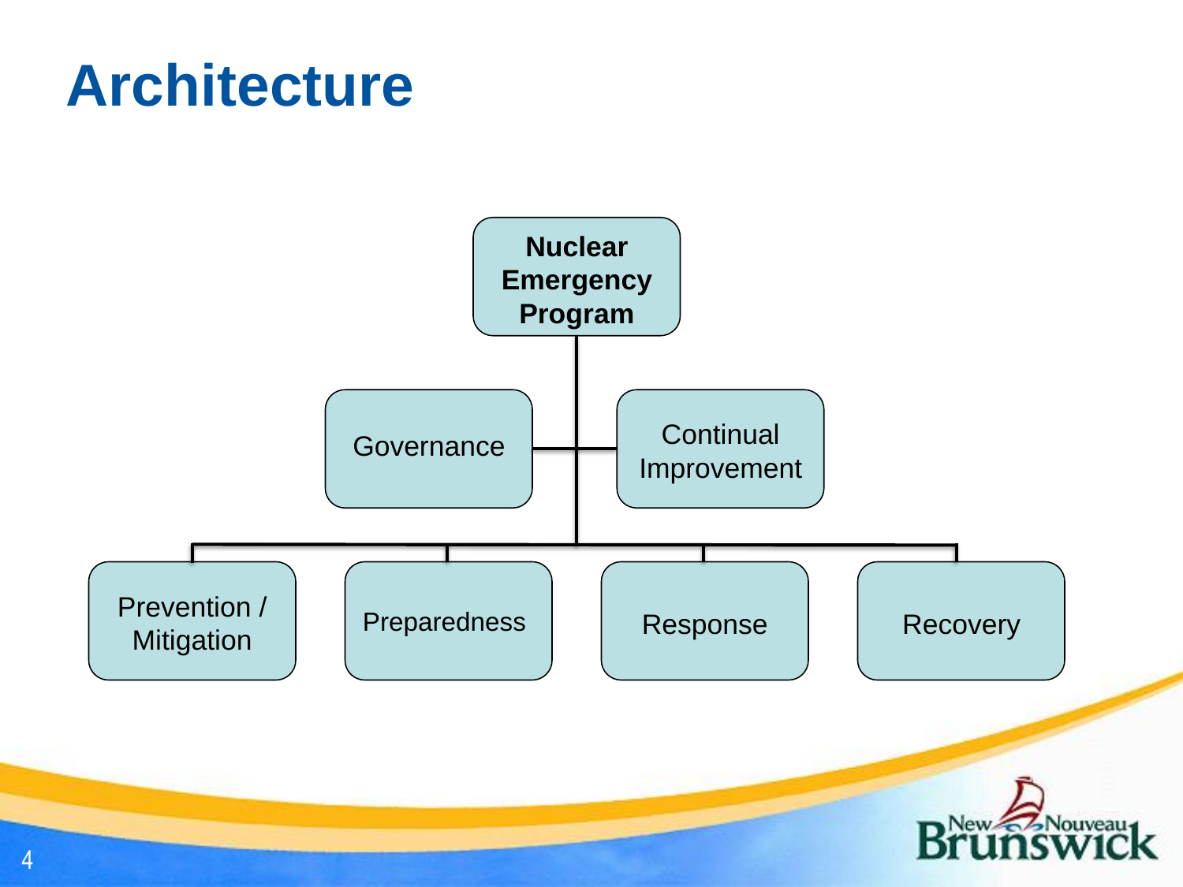# Architecture

- **Nuclear Emergency Program**
  - Governance
  - Continual Improvement
  - Prevention / Mitigation
  - Preparedness
  - Response
  - Recovery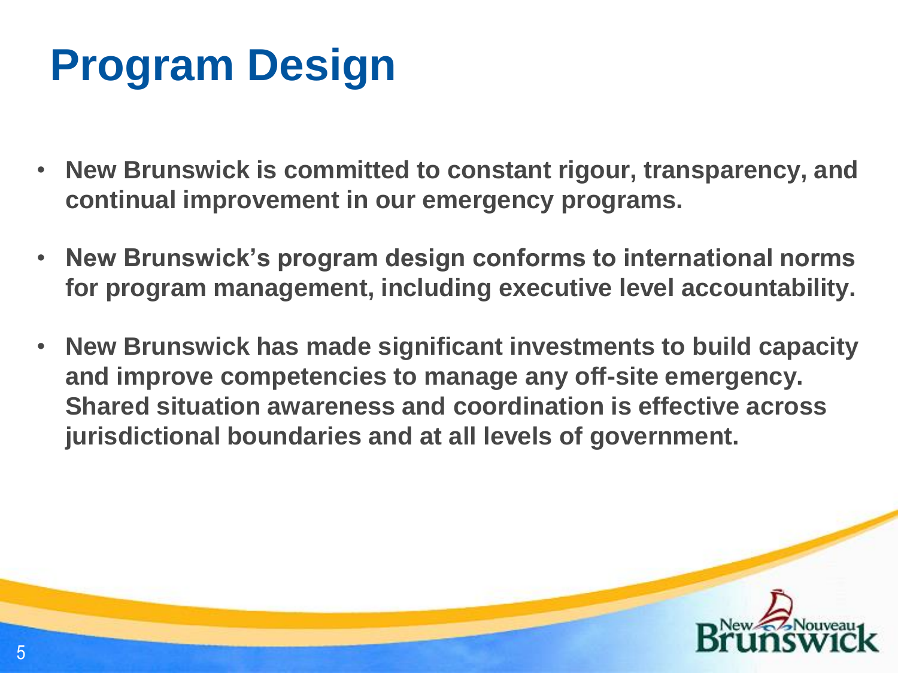# Program Design

- New Brunswick is committed to constant rigour, transparency, and continual improvement in our emergency programs.
- New Brunswick's program design conforms to international norms for program management, including executive level accountability.
- New Brunswick has made significant investments to build capacity and improve competencies to manage any off-site emergency. Shared situation awareness and coordination is effective across jurisdictional boundaries and at all levels of government.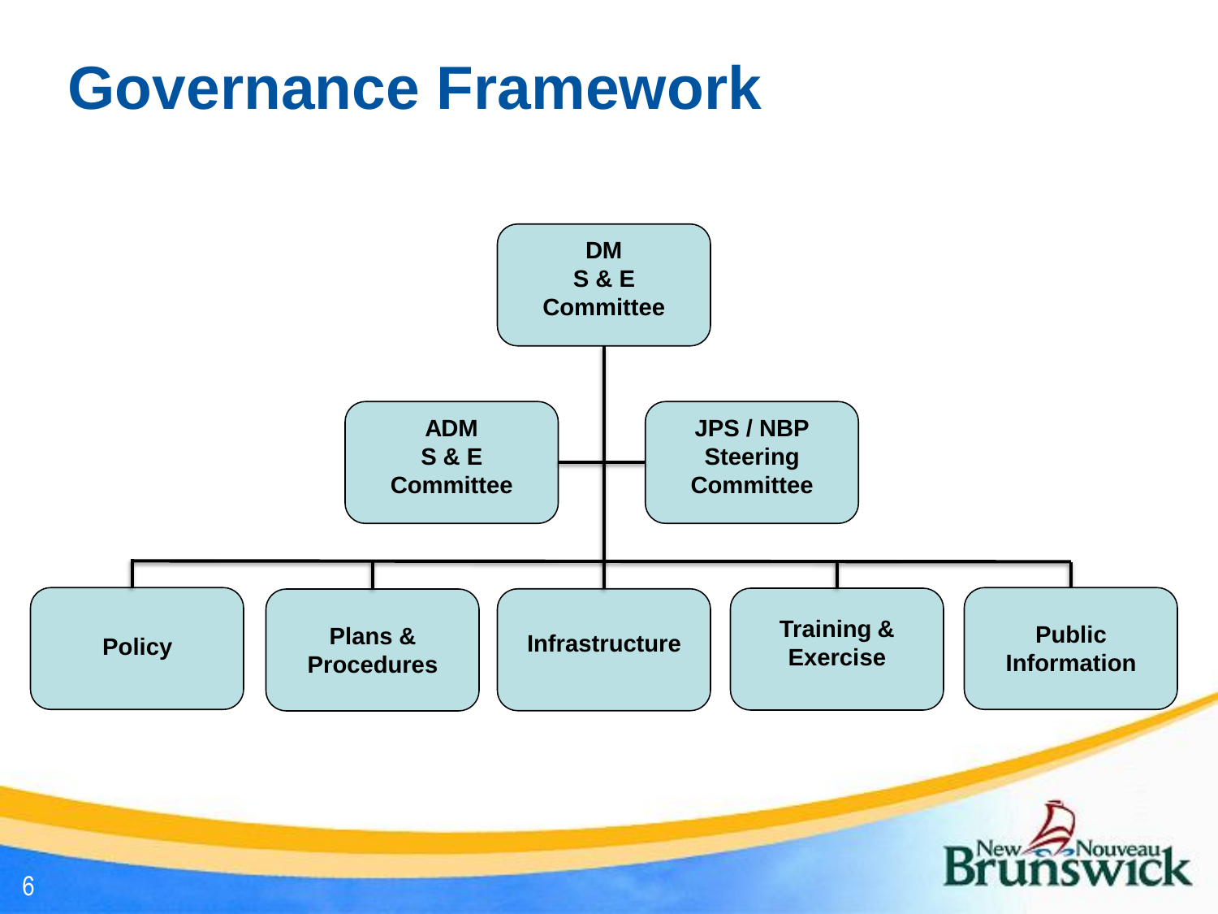# Governance Framework

- DM S & E Committee
  - ADM S & E Committee
  - JPS / NBP Steering Committee
  - Policy
  - Plans & Procedures
  - Infrastructure
  - Training & Exercise
  - Public Information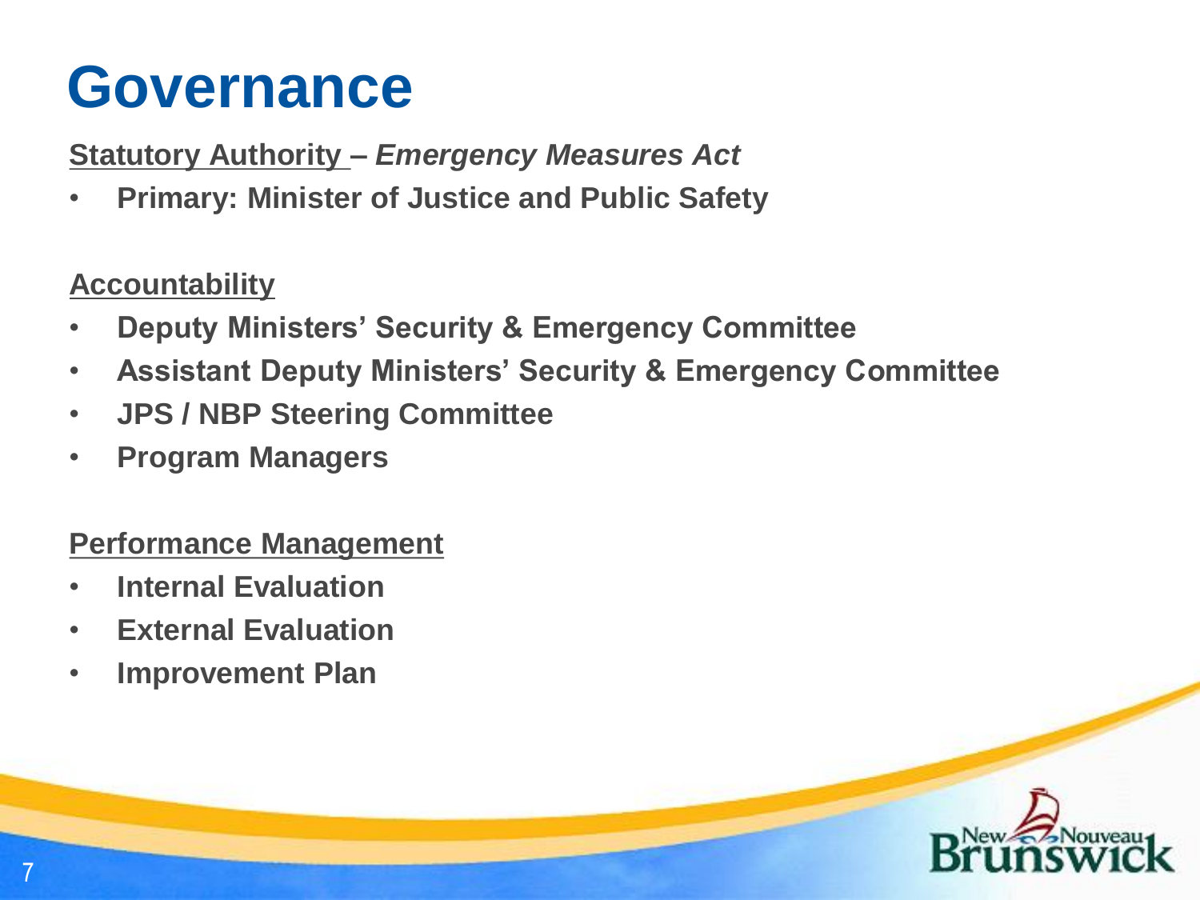# Governance

**Statutory Authority – *Emergency Measures Act***

- **Primary: Minister of Justice and Public Safety**

**Accountability**

- **Deputy Ministers' Security & Emergency Committee**
- **Assistant Deputy Ministers' Security & Emergency Committee**
- **JPS / NBP Steering Committee**
- **Program Managers**

**Performance Management**

- **Internal Evaluation**
- **External Evaluation**
- **Improvement Plan**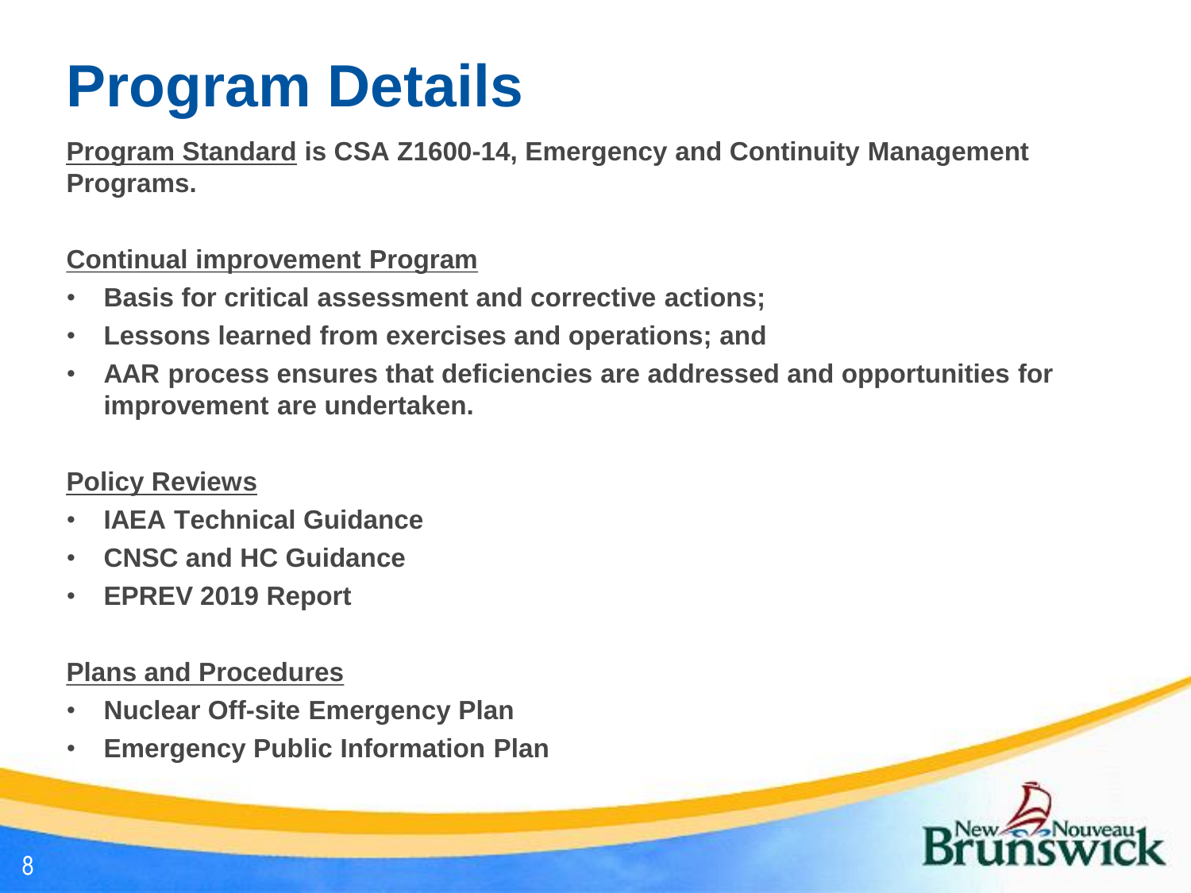# Program Details

**Program Standard is CSA Z1600-14, Emergency and Continuity Management Programs.**

**Continual improvement Program**

- **Basis for critical assessment and corrective actions;**
- **Lessons learned from exercises and operations; and**
- **AAR process ensures that deficiencies are addressed and opportunities for improvement are undertaken.**

**Policy Reviews**

- **IAEA Technical Guidance**
- **CNSC and HC Guidance**
- **EPREV 2019 Report**

**Plans and Procedures**

- **Nuclear Off-site Emergency Plan**
- **Emergency Public Information Plan**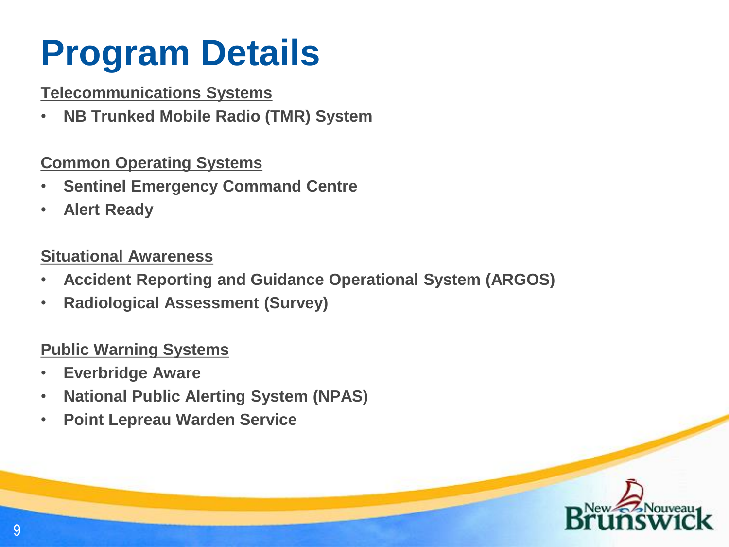# Program Details

**Telecommunications Systems**

- **NB Trunked Mobile Radio (TMR) System**

**Common Operating Systems**

- **Sentinel Emergency Command Centre**
- **Alert Ready**

**Situational Awareness**

- **Accident Reporting and Guidance Operational System (ARGOS)**
- **Radiological Assessment (Survey)**

**Public Warning Systems**

- **Everbridge Aware**
- **National Public Alerting System (NPAS)**
- **Point Lepreau Warden Service**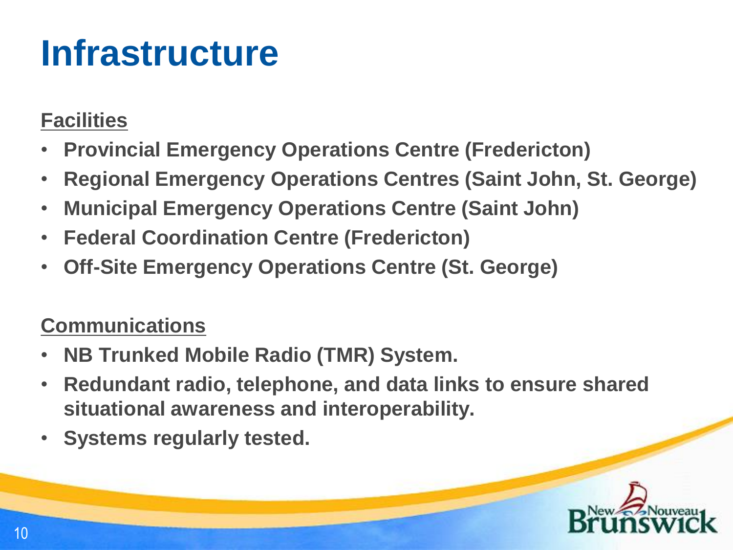# Infrastructure

**Facilities**

- **Provincial Emergency Operations Centre (Fredericton)**
- **Regional Emergency Operations Centres (Saint John, St. George)**
- **Municipal Emergency Operations Centre (Saint John)**
- **Federal Coordination Centre (Fredericton)**
- **Off-Site Emergency Operations Centre (St. George)**

**Communications**

- **NB Trunked Mobile Radio (TMR) System.**
- **Redundant radio, telephone, and data links to ensure shared situational awareness and interoperability.**
- **Systems regularly tested.**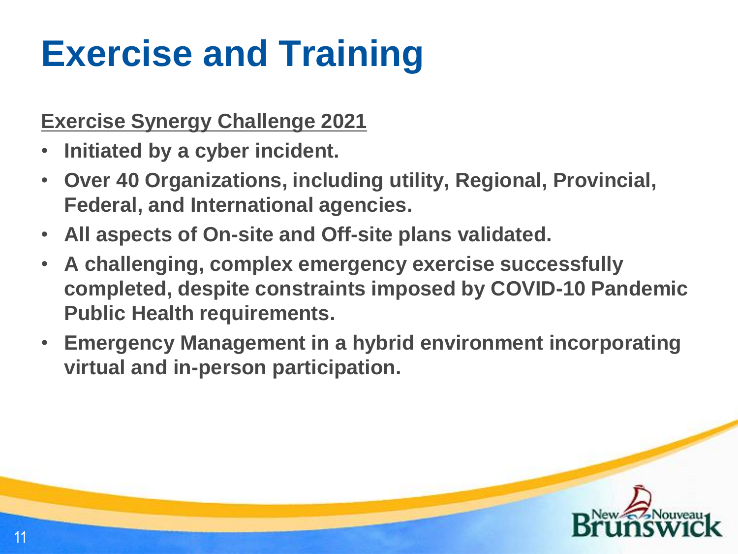# Exercise and Training

**Exercise Synergy Challenge 2021**

- **Initiated by a cyber incident.**
- **Over 40 Organizations, including utility, Regional, Provincial, Federal, and International agencies.**
- **All aspects of On-site and Off-site plans validated.**
- **A challenging, complex emergency exercise successfully completed, despite constraints imposed by COVID-10 Pandemic Public Health requirements.**
- **Emergency Management in a hybrid environment incorporating virtual and in-person participation.**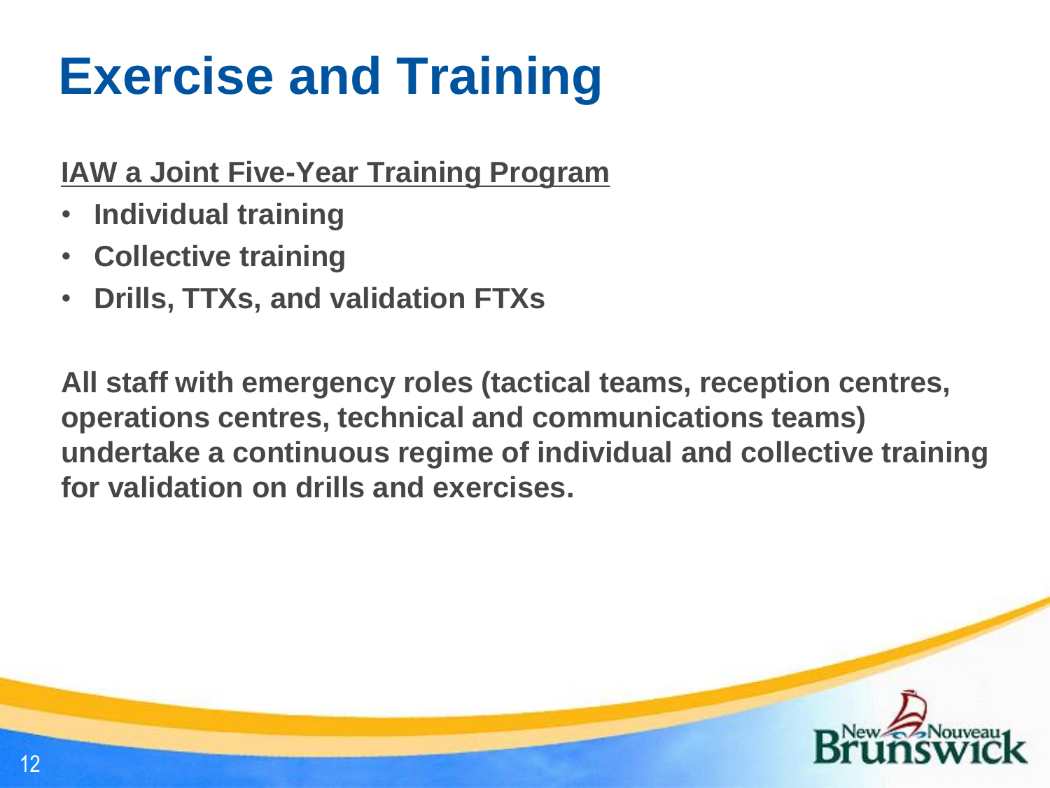# Exercise and Training

**IAW a Joint Five-Year Training Program**

- **Individual training**
- **Collective training**
- **Drills, TTXs, and validation FTXs**

**All staff with emergency roles (tactical teams, reception centres, operations centres, technical and communications teams) undertake a continuous regime of individual and collective training for validation on drills and exercises.**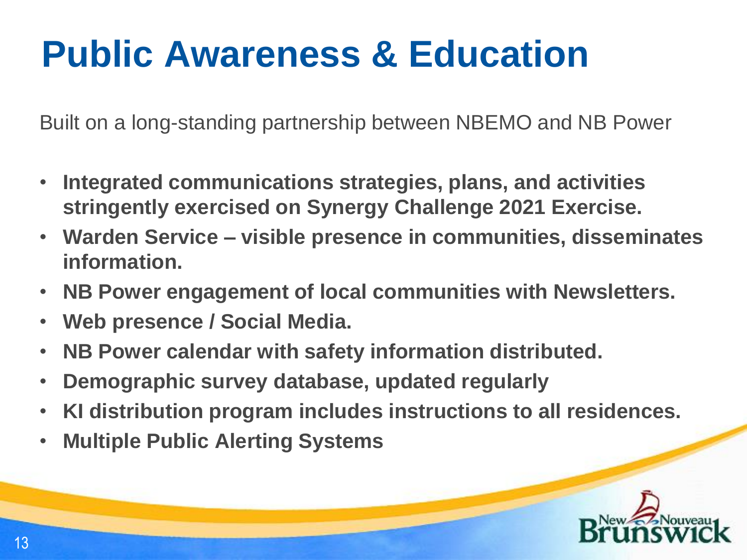# Public Awareness & Education

Built on a long-standing partnership between NBEMO and NB Power

- **Integrated communications strategies, plans, and activities stringently exercised on Synergy Challenge 2021 Exercise.**
- **Warden Service – visible presence in communities, disseminates information.**
- **NB Power engagement of local communities with Newsletters.**
- **Web presence / Social Media.**
- **NB Power calendar with safety information distributed.**
- **Demographic survey database, updated regularly**
- **KI distribution program includes instructions to all residences.**
- **Multiple Public Alerting Systems**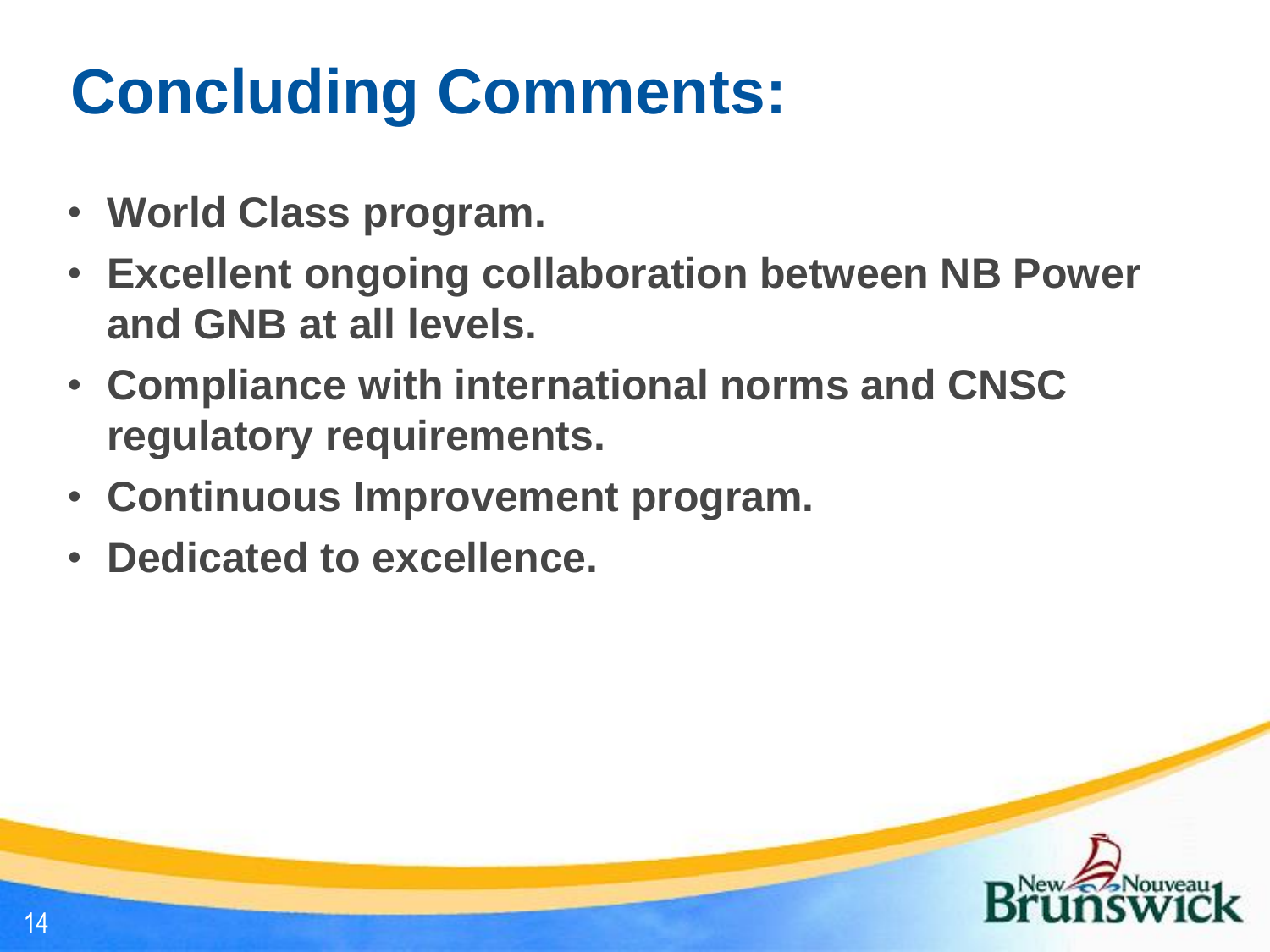# Concluding Comments:

- **World Class program.**
- **Excellent ongoing collaboration between NB Power and GNB at all levels.**
- **Compliance with international norms and CNSC regulatory requirements.**
- **Continuous Improvement program.**
- **Dedicated to excellence.**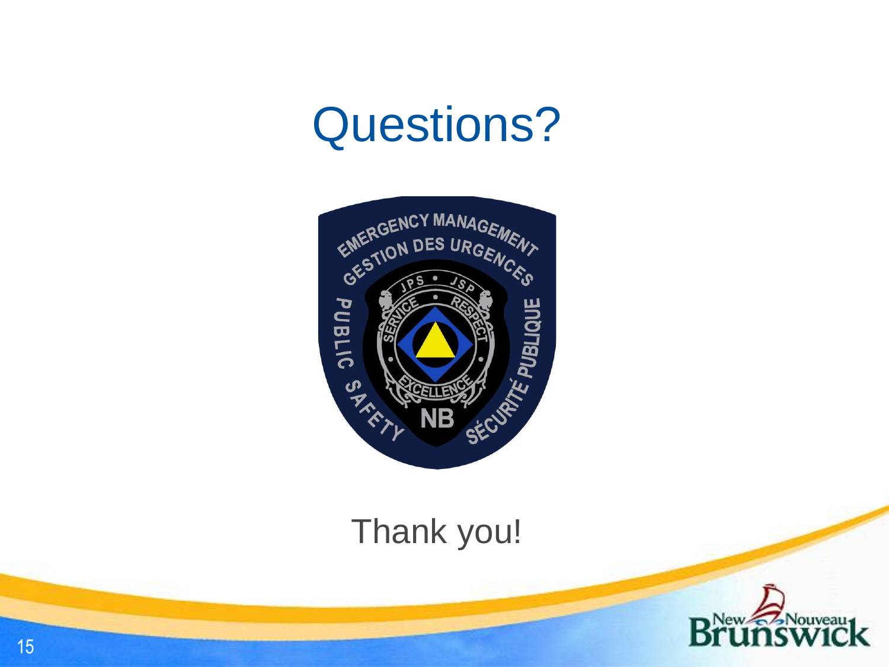# Questions?

Thank you!